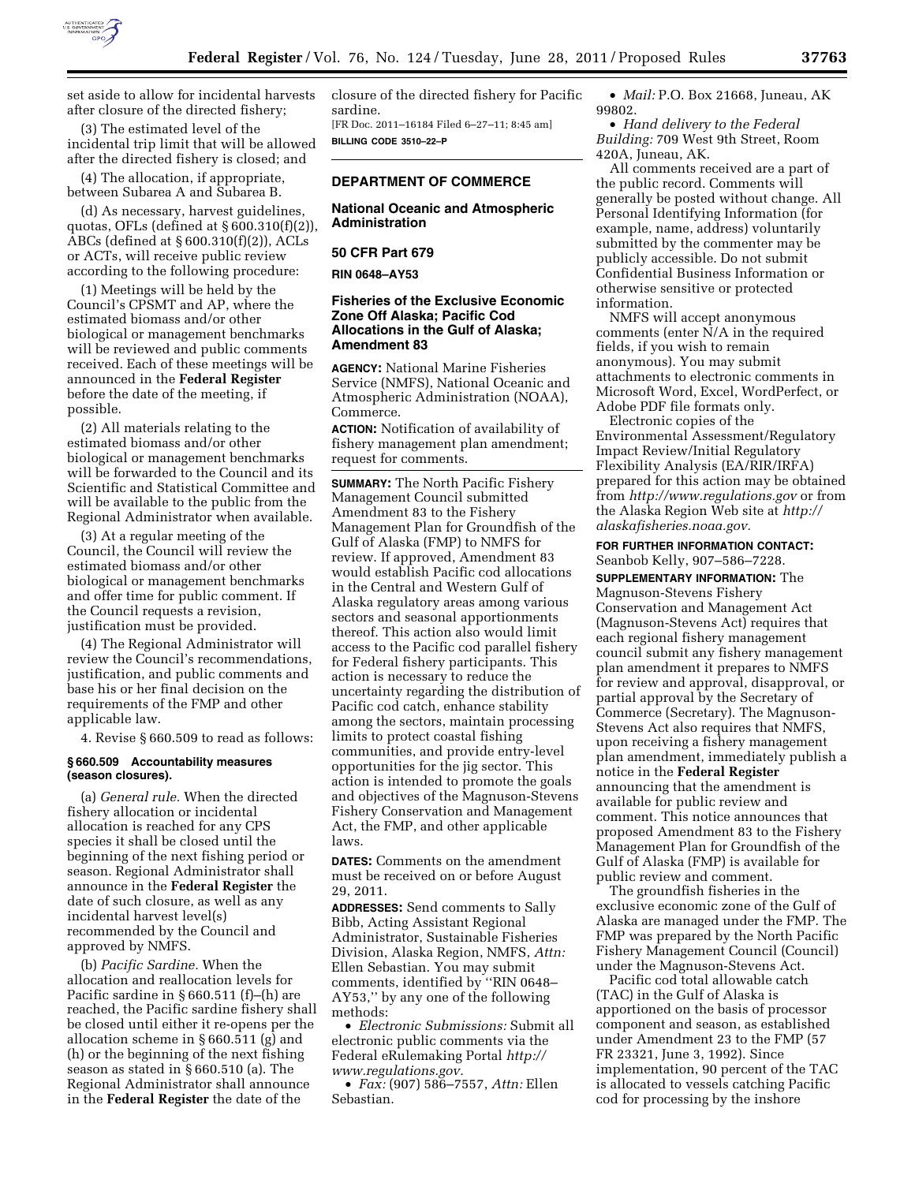set aside to allow for incidental harvests after closure of the directed fishery;

(3) The estimated level of the incidental trip limit that will be allowed after the directed fishery is closed; and

(4) The allocation, if appropriate, between Subarea A and Subarea B.

(d) As necessary, harvest guidelines, quotas, OFLs (defined at § 600.310(f)(2)), ABCs (defined at § 600.310(f)(2)), ACLs or ACTs, will receive public review according to the following procedure:

(1) Meetings will be held by the Council's CPSMT and AP, where the estimated biomass and/or other biological or management benchmarks will be reviewed and public comments received. Each of these meetings will be announced in the **Federal Register** before the date of the meeting, if possible.

(2) All materials relating to the estimated biomass and/or other biological or management benchmarks will be forwarded to the Council and its Scientific and Statistical Committee and will be available to the public from the Regional Administrator when available.

(3) At a regular meeting of the Council, the Council will review the estimated biomass and/or other biological or management benchmarks and offer time for public comment. If the Council requests a revision, justification must be provided.

(4) The Regional Administrator will review the Council's recommendations, justification, and public comments and base his or her final decision on the requirements of the FMP and other applicable law.

4. Revise § 660.509 to read as follows:

**§ 660.509 Accountability measures (season closures).**

(a) *General rule.* When the directed fishery allocation or incidental allocation is reached for any CPS species it shall be closed until the beginning of the next fishing period or season. Regional Administrator shall announce in the **Federal Register** the date of such closure, as well as any incidental harvest level(s) recommended by the Council and approved by NMFS.

(b) *Pacific Sardine.* When the allocation and reallocation levels for Pacific sardine in § 660.511 (f)–(h) are reached, the Pacific sardine fishery shall be closed until either it re-opens per the allocation scheme in § 660.511 (g) and (h) or the beginning of the next fishing season as stated in § 660.510 (a). The Regional Administrator shall announce in the **Federal Register** the date of the closure of the directed fishery for Pacific sardine.

[FR Doc. 2011–16184 Filed 6–27–11; 8:45 am]

**BILLING CODE 3510–22–P**

---

**DEPARTMENT OF COMMERCE**

**National Oceanic and Atmospheric Administration**

**50 CFR Part 679**

**RIN 0648–AY53**

## Fisheries of the Exclusive Economic Zone Off Alaska; Pacific Cod Allocations in the Gulf of Alaska; Amendment 83

**AGENCY:** National Marine Fisheries Service (NMFS), National Oceanic and Atmospheric Administration (NOAA), Commerce.

**ACTION:** Notification of availability of fishery management plan amendment; request for comments.

**SUMMARY:** The North Pacific Fishery Management Council submitted Amendment 83 to the Fishery Management Plan for Groundfish of the Gulf of Alaska (FMP) to NMFS for review. If approved, Amendment 83 would establish Pacific cod allocations in the Central and Western Gulf of Alaska regulatory areas among various sectors and seasonal apportionments thereof. This action also would limit access to the Pacific cod parallel fishery for Federal fishery participants. This action is necessary to reduce the uncertainty regarding the distribution of Pacific cod catch, enhance stability among the sectors, maintain processing limits to protect coastal fishing communities, and provide entry-level opportunities for the jig sector. This action is intended to promote the goals and objectives of the Magnuson-Stevens Fishery Conservation and Management Act, the FMP, and other applicable laws.

**DATES:** Comments on the amendment must be received on or before August 29, 2011.

**ADDRESSES:** Send comments to Sally Bibb, Acting Assistant Regional Administrator, Sustainable Fisheries Division, Alaska Region, NMFS, *Attn:* Ellen Sebastian. You may submit comments, identified by "RIN 0648–AY53," by any one of the following methods:

- *Electronic Submissions:* Submit all electronic public comments via the Federal eRulemaking Portal *http://www.regulations.gov.*
- *Fax:* (907) 586–7557, *Attn:* Ellen Sebastian.
- *Mail:* P.O. Box 21668, Juneau, AK 99802.
- *Hand delivery to the Federal Building:* 709 West 9th Street, Room 420A, Juneau, AK.

All comments received are a part of the public record. Comments will generally be posted without change. All Personal Identifying Information (for example, name, address) voluntarily submitted by the commenter may be publicly accessible. Do not submit Confidential Business Information or otherwise sensitive or protected information.

NMFS will accept anonymous comments (enter N/A in the required fields, if you wish to remain anonymous). You may submit attachments to electronic comments in Microsoft Word, Excel, WordPerfect, or Adobe PDF file formats only.

Electronic copies of the Environmental Assessment/Regulatory Impact Review/Initial Regulatory Flexibility Analysis (EA/RIR/IRFA) prepared for this action may be obtained from *http://www.regulations.gov* or from the Alaska Region Web site at *http://alaskafisheries.noaa.gov.*

**FOR FURTHER INFORMATION CONTACT:** Seanbob Kelly, 907–586–7228.

**SUPPLEMENTARY INFORMATION:** The Magnuson-Stevens Fishery Conservation and Management Act (Magnuson-Stevens Act) requires that each regional fishery management council submit any fishery management plan amendment it prepares to NMFS for review and approval, disapproval, or partial approval by the Secretary of Commerce (Secretary). The Magnuson-Stevens Act also requires that NMFS, upon receiving a fishery management plan amendment, immediately publish a notice in the **Federal Register** announcing that the amendment is available for public review and comment. This notice announces that proposed Amendment 83 to the Fishery Management Plan for Groundfish of the Gulf of Alaska (FMP) is available for public review and comment.

The groundfish fisheries in the exclusive economic zone of the Gulf of Alaska are managed under the FMP. The FMP was prepared by the North Pacific Fishery Management Council (Council) under the Magnuson-Stevens Act.

Pacific cod total allowable catch (TAC) in the Gulf of Alaska is apportioned on the basis of processor component and season, as established under Amendment 23 to the FMP (57 FR 23321, June 3, 1992). Since implementation, 90 percent of the TAC is allocated to vessels catching Pacific cod for processing by the inshore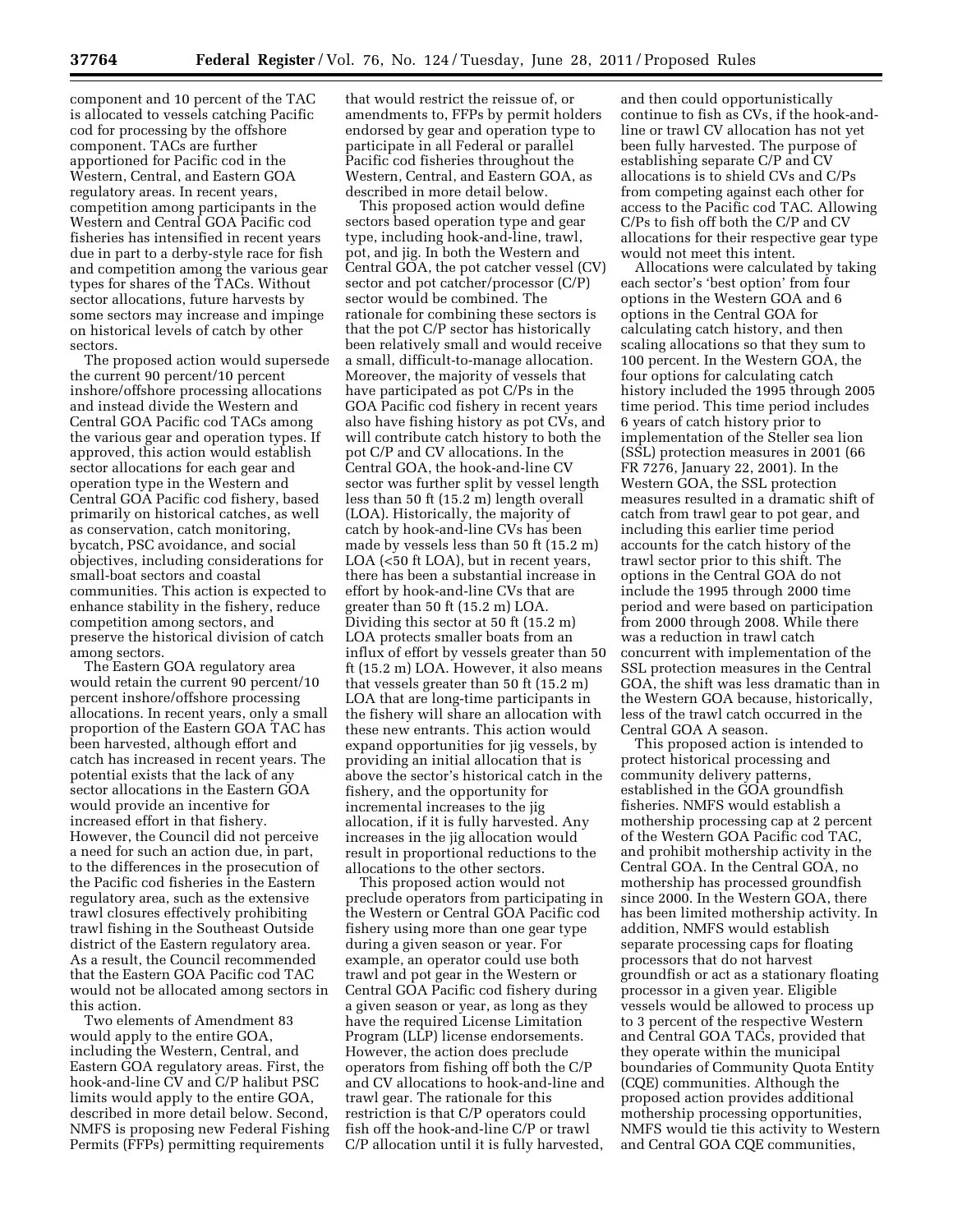component and 10 percent of the TAC is allocated to vessels catching Pacific cod for processing by the offshore component. TACs are further apportioned for Pacific cod in the Western, Central, and Eastern GOA regulatory areas. In recent years, competition among participants in the Western and Central GOA Pacific cod fisheries has intensified in recent years due in part to a derby-style race for fish and competition among the various gear types for shares of the TACs. Without sector allocations, future harvests by some sectors may increase and impinge on historical levels of catch by other sectors.

The proposed action would supersede the current 90 percent/10 percent inshore/offshore processing allocations and instead divide the Western and Central GOA Pacific cod TACs among the various gear and operation types. If approved, this action would establish sector allocations for each gear and operation type in the Western and Central GOA Pacific cod fishery, based primarily on historical catches, as well as conservation, catch monitoring, bycatch, PSC avoidance, and social objectives, including considerations for small-boat sectors and coastal communities. This action is expected to enhance stability in the fishery, reduce competition among sectors, and preserve the historical division of catch among sectors.

The Eastern GOA regulatory area would retain the current 90 percent/10 percent inshore/offshore processing allocations. In recent years, only a small proportion of the Eastern GOA TAC has been harvested, although effort and catch has increased in recent years. The potential exists that the lack of any sector allocations in the Eastern GOA would provide an incentive for increased effort in that fishery. However, the Council did not perceive a need for such an action due, in part, to the differences in the prosecution of the Pacific cod fisheries in the Eastern regulatory area, such as the extensive trawl closures effectively prohibiting trawl fishing in the Southeast Outside district of the Eastern regulatory area. As a result, the Council recommended that the Eastern GOA Pacific cod TAC would not be allocated among sectors in this action.

Two elements of Amendment 83 would apply to the entire GOA, including the Western, Central, and Eastern GOA regulatory areas. First, the hook-and-line CV and C/P halibut PSC limits would apply to the entire GOA, described in more detail below. Second, NMFS is proposing new Federal Fishing Permits (FFPs) permitting requirements that would restrict the reissue of, or amendments to, FFPs by permit holders endorsed by gear and operation type to participate in all Federal or parallel Pacific cod fisheries throughout the Western, Central, and Eastern GOA, as described in more detail below.

This proposed action would define sectors based operation type and gear type, including hook-and-line, trawl, pot, and jig. In both the Western and Central GOA, the pot catcher vessel (CV) sector and pot catcher/processor (C/P) sector would be combined. The rationale for combining these sectors is that the pot C/P sector has historically been relatively small and would receive a small, difficult-to-manage allocation. Moreover, the majority of vessels that have participated as pot C/Ps in the GOA Pacific cod fishery in recent years also have fishing history as pot CVs, and will contribute catch history to both the pot C/P and CV allocations. In the Central GOA, the hook-and-line CV sector was further split by vessel length less than 50 ft (15.2 m) length overall (LOA). Historically, the majority of catch by hook-and-line CVs has been made by vessels less than 50 ft (15.2 m) LOA (<50 ft LOA), but in recent years, there has been a substantial increase in effort by hook-and-line CVs that are greater than 50 ft (15.2 m) LOA. Dividing this sector at 50 ft (15.2 m) LOA protects smaller boats from an influx of effort by vessels greater than 50 ft (15.2 m) LOA. However, it also means that vessels greater than 50 ft (15.2 m) LOA that are long-time participants in the fishery will share an allocation with these new entrants. This action would expand opportunities for jig vessels, by providing an initial allocation that is above the sector's historical catch in the fishery, and the opportunity for incremental increases to the jig allocation, if it is fully harvested. Any increases in the jig allocation would result in proportional reductions to the allocations to the other sectors.

This proposed action would not preclude operators from participating in the Western or Central GOA Pacific cod fishery using more than one gear type during a given season or year. For example, an operator could use both trawl and pot gear in the Western or Central GOA Pacific cod fishery during a given season or year, as long as they have the required License Limitation Program (LLP) license endorsements. However, the action does preclude operators from fishing off both the C/P and CV allocations to hook-and-line and trawl gear. The rationale for this restriction is that C/P operators could fish off the hook-and-line C/P or trawl C/P allocation until it is fully harvested, and then could opportunistically continue to fish as CVs, if the hook-and-line or trawl CV allocation has not yet been fully harvested. The purpose of establishing separate C/P and CV allocations is to shield CVs and C/Ps from competing against each other for access to the Pacific cod TAC. Allowing C/Ps to fish off both the C/P and CV allocations for their respective gear type would not meet this intent.

Allocations were calculated by taking each sector's 'best option' from four options in the Western GOA and 6 options in the Central GOA for calculating catch history, and then scaling allocations so that they sum to 100 percent. In the Western GOA, the four options for calculating catch history included the 1995 through 2005 time period. This time period includes 6 years of catch history prior to implementation of the Steller sea lion (SSL) protection measures in 2001 (66 FR 7276, January 22, 2001). In the Western GOA, the SSL protection measures resulted in a dramatic shift of catch from trawl gear to pot gear, and including this earlier time period accounts for the catch history of the trawl sector prior to this shift. The options in the Central GOA do not include the 1995 through 2000 time period and were based on participation from 2000 through 2008. While there was a reduction in trawl catch concurrent with implementation of the SSL protection measures in the Central GOA, the shift was less dramatic than in the Western GOA because, historically, less of the trawl catch occurred in the Central GOA A season.

This proposed action is intended to protect historical processing and community delivery patterns, established in the GOA groundfish fisheries. NMFS would establish a mothership processing cap at 2 percent of the Western GOA Pacific cod TAC, and prohibit mothership activity in the Central GOA. In the Central GOA, no mothership has processed groundfish since 2000. In the Western GOA, there has been limited mothership activity. In addition, NMFS would establish separate processing caps for floating processors that do not harvest groundfish or act as a stationary floating processor in a given year. Eligible vessels would be allowed to process up to 3 percent of the respective Western and Central GOA TACs, provided that they operate within the municipal boundaries of Community Quota Entity (CQE) communities. Although the proposed action provides additional mothership processing opportunities, NMFS would tie this activity to Western and Central GOA CQE communities,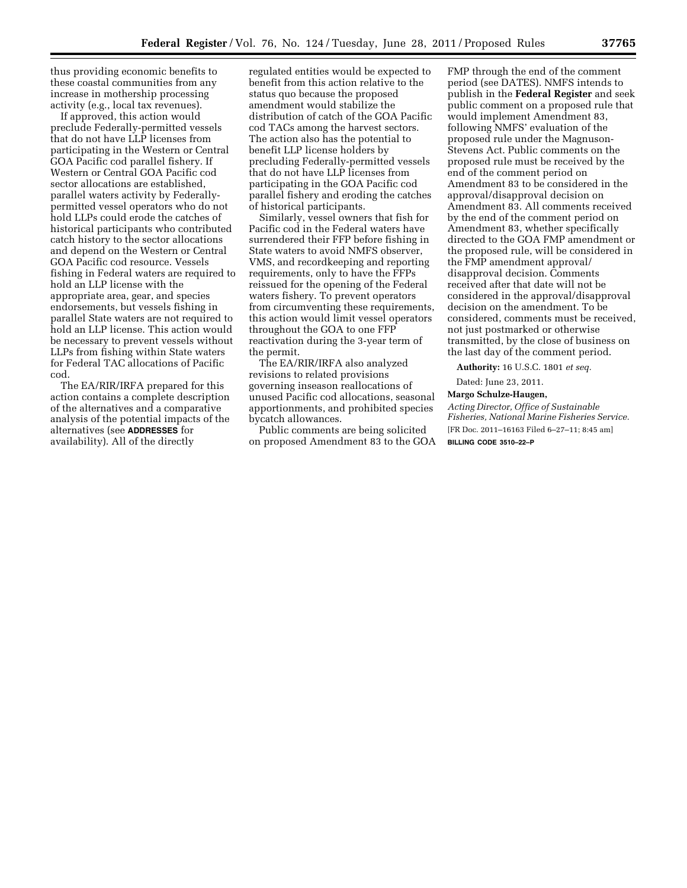thus providing economic benefits to these coastal communities from any increase in mothership processing activity (e.g., local tax revenues).

If approved, this action would preclude Federally-permitted vessels that do not have LLP licenses from participating in the Western or Central GOA Pacific cod parallel fishery. If Western or Central GOA Pacific cod sector allocations are established, parallel waters activity by Federally-permitted vessel operators who do not hold LLPs could erode the catches of historical participants who contributed catch history to the sector allocations and depend on the Western or Central GOA Pacific cod resource. Vessels fishing in Federal waters are required to hold an LLP license with the appropriate area, gear, and species endorsements, but vessels fishing in parallel State waters are not required to hold an LLP license. This action would be necessary to prevent vessels without LLPs from fishing within State waters for Federal TAC allocations of Pacific cod.

The EA/RIR/IRFA prepared for this action contains a complete description of the alternatives and a comparative analysis of the potential impacts of the alternatives (see **ADDRESSES** for availability). All of the directly regulated entities would be expected to benefit from this action relative to the status quo because the proposed amendment would stabilize the distribution of catch of the GOA Pacific cod TACs among the harvest sectors. The action also has the potential to benefit LLP license holders by precluding Federally-permitted vessels that do not have LLP licenses from participating in the GOA Pacific cod parallel fishery and eroding the catches of historical participants.

Similarly, vessel owners that fish for Pacific cod in the Federal waters have surrendered their FFP before fishing in State waters to avoid NMFS observer, VMS, and recordkeeping and reporting requirements, only to have the FFPs reissued for the opening of the Federal waters fishery. To prevent operators from circumventing these requirements, this action would limit vessel operators throughout the GOA to one FFP reactivation during the 3-year term of the permit.

The EA/RIR/IRFA also analyzed revisions to related provisions governing inseason reallocations of unused Pacific cod allocations, seasonal apportionments, and prohibited species bycatch allowances.

Public comments are being solicited on proposed Amendment 83 to the GOA FMP through the end of the comment period (see DATES). NMFS intends to publish in the **Federal Register** and seek public comment on a proposed rule that would implement Amendment 83, following NMFS' evaluation of the proposed rule under the Magnuson-Stevens Act. Public comments on the proposed rule must be received by the end of the comment period on Amendment 83 to be considered in the approval/disapproval decision on Amendment 83. All comments received by the end of the comment period on Amendment 83, whether specifically directed to the GOA FMP amendment or the proposed rule, will be considered in the FMP amendment approval/disapproval decision. Comments received after that date will not be considered in the approval/disapproval decision on the amendment. To be considered, comments must be received, not just postmarked or otherwise transmitted, by the close of business on the last day of the comment period.

**Authority:** 16 U.S.C. 1801 *et seq.*

Dated: June 23, 2011.

**Margo Schulze-Haugen,**

*Acting Director, Office of Sustainable Fisheries, National Marine Fisheries Service.*

[FR Doc. 2011–16163 Filed 6–27–11; 8:45 am]

**BILLING CODE 3510–22–P**